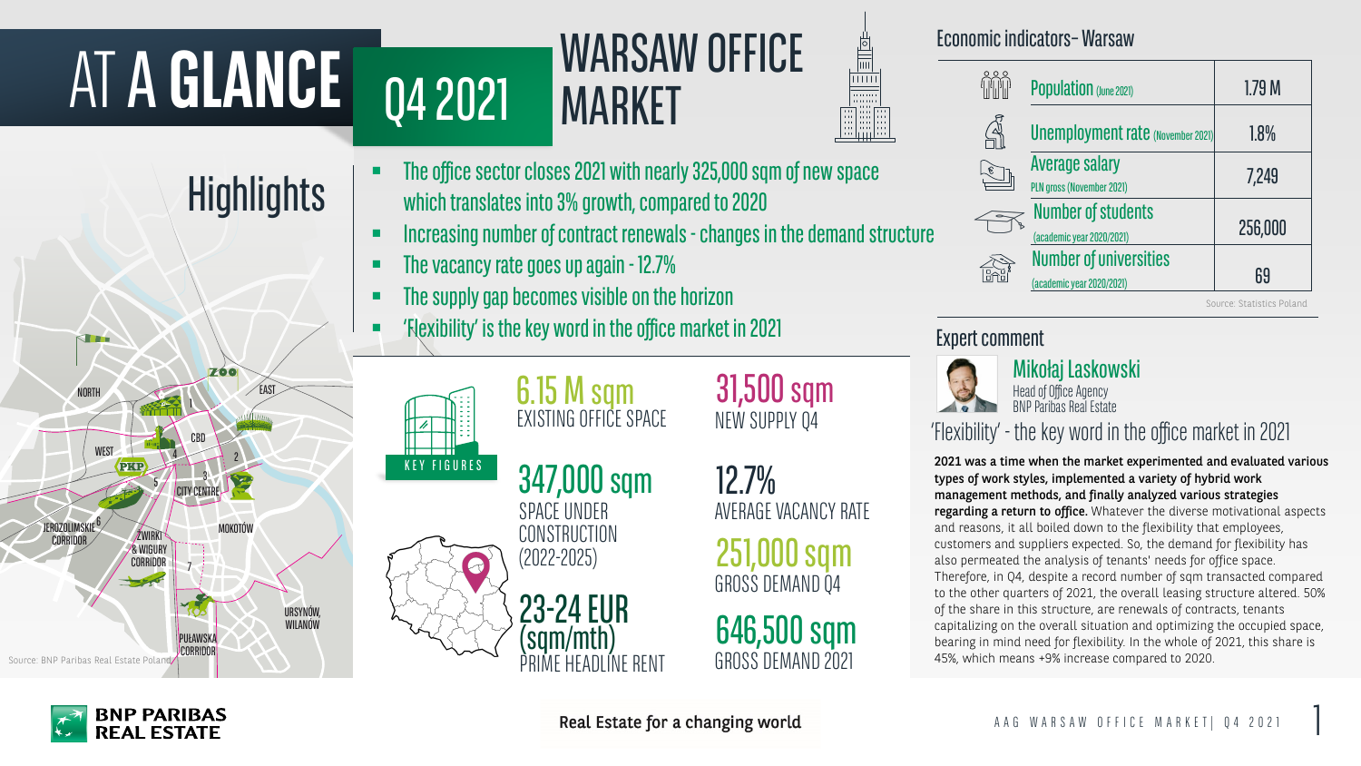# AT A GLANCE Q4 2021 WARSAW OFFICE MARKET

## Highlights

- The office sector closes 2021 with nearly 325,000 sqm of new space which translates into 3% growth, compared to 2020
- Increasing number of contract renewals - changes in the demand structure
- The vacancy rate goes up again - 12.7%
- The supply gap becomes visible on the horizon
- 'Flexibility' is the key word in the office market in 2021

## Key Figures

**6.15 M sqm**
EXISTING OFFICE SPACE

**31,500 sqm**
NEW SUPPLY Q4

**347,000 sqm**
SPACE UNDER CONSTRUCTION (2022-2025)

**12.7%**
AVERAGE VACANCY RATE

**251,000 sqm**
GROSS DEMAND Q4

**23-24 EUR (sqm/mth)**
PRIME HEADLINE RENT

**646,500 sqm**
GROSS DEMAND 2021

Source: BNP Paribas Real Estate Poland

## Economic indicators- Warsaw

| Indicator | Value |
|---|---|
| Population (June 2021) | 1.79 M |
| Unemployment rate (November 2021) | 1.8% |
| Average salary PLN gross (November 2021) | 7,249 |
| Number of students (academic year 2020/2021) | 256,000 |
| Number of universities (academic year 2020/2021) | 69 |

Source: Statistics Poland

## Expert comment

**Mikołaj Laskowski**
Head of Office Agency
BNP Paribas Real Estate

### 'Flexibility' - the key word in the office market in 2021

**2021 was a time when the market experimented and evaluated various types of work styles, implemented a variety of hybrid work management methods, and finally analyzed various strategies regarding a return to office.** Whatever the diverse motivational aspects and reasons, it all boiled down to the flexibility that employees, customers and suppliers expected. So, the demand for flexibility has also permeated the analysis of tenants' needs for office space. Therefore, in Q4, despite a record number of sqm transacted compared to the other quarters of 2021, the overall leasing structure altered. 50% of the share in this structure, are renewals of contracts, tenants capitalizing on the overall situation and optimizing the occupied space, bearing in mind need for flexibility. In the whole of 2021, this share is 45%, which means +9% increase compared to 2020.

Real Estate for a changing world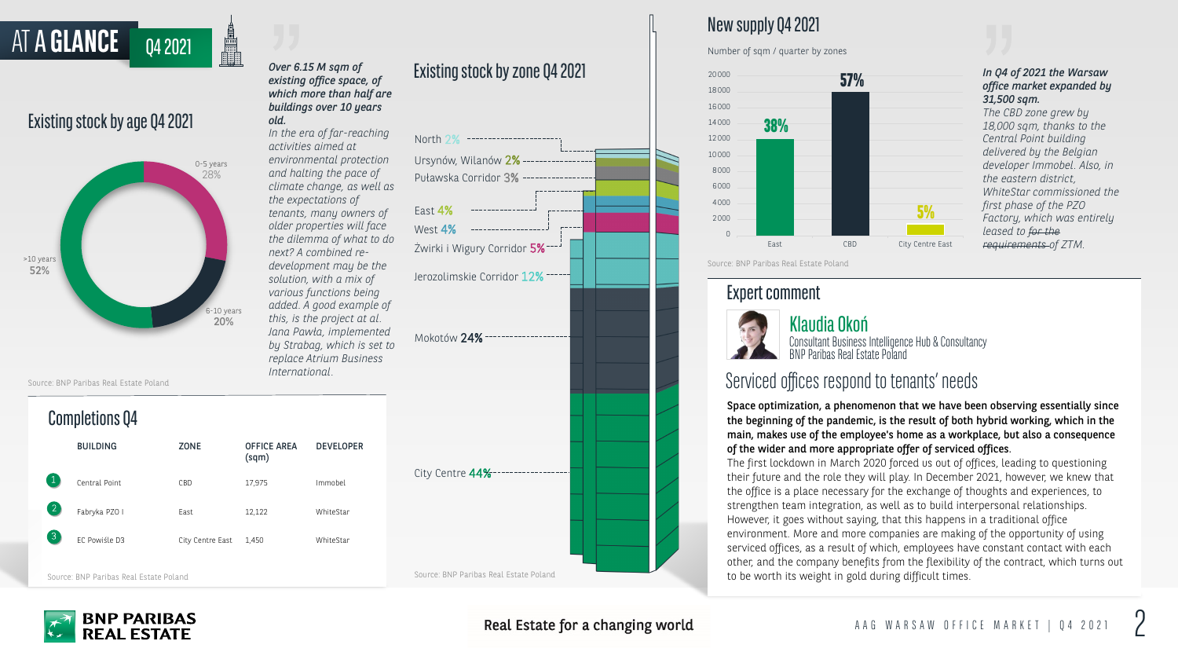# AT A GLANCE Q4 2021

## Existing stock by age Q4 2021

- 0-5 years 28%
- 6-10 years 20%
- >10 years 52%

Source: BNP Paribas Real Estate Poland

***Over 6.15 M sqm of existing office space, of which more than half are buildings over 10 years old.***

*In the era of far-reaching activities aimed at environmental protection and halting the pace of climate change, as well as the expectations of tenants, many owners of older properties will face the dilemma of what to do next? A combined re-development may be the solution, with a mix of various functions being added. A good example of this, is the project at al. Jana Pawła, implemented by Strabag, which is set to replace Atrium Business International.*

## Completions Q4

| | BUILDING | ZONE | OFFICE AREA (sqm) | DEVELOPER |
|---|---|---|---|---|
| 1 | Central Point | CBD | 17,975 | Immobel |
| 2 | Fabryka PZO I | East | 12,122 | WhiteStar |
| 3 | EC Powiśle D3 | City Centre East | 1,450 | WhiteStar |

Source: BNP Paribas Real Estate Poland

## Existing stock by zone Q4 2021

- North 2%
- Ursynów, Wilanów 2%
- Puławska Corridor 3%
- East 4%
- West 4%
- Żwirki i Wigury Corridor 5%
- Jerozolimskie Corridor 12%
- Mokotów 24%
- City Centre 44%

Source: BNP Paribas Real Estate Poland

## New supply Q4 2021

Number of sqm / quarter by zones

| Zone | Share |
|---|---|
| East | 38% |
| CBD | 57% |
| City Centre East | 5% |

Source: BNP Paribas Real Estate Poland

***In Q4 of 2021 the Warsaw office market expanded by 31,500 sqm.***

*The CBD zone grew by 18,000 sqm, thanks to the Central Point building delivered by the Belgian developer Immobel. Also, in the eastern district, WhiteStar commissioned the first phase of the PZO Factory, which was entirely leased to ~~for the requirements~~ of ZTM.*

## Expert comment

**Klaudia Okoń**
Consultant Business Intelligence Hub & Consultancy
BNP Paribas Real Estate Poland

### Serviced offices respond to tenants' needs

**Space optimization, a phenomenon that we have been observing essentially since the beginning of the pandemic, is the result of both hybrid working, which in the main, makes use of the employee's home as a workplace, but also a consequence of the wider and more appropriate offer of serviced offices.**

The first lockdown in March 2020 forced us out of offices, leading to questioning their future and the role they will play. In December 2021, however, we knew that the office is a place necessary for the exchange of thoughts and experiences, to strengthen team integration, as well as to build interpersonal relationships. However, it goes without saying, that this happens in a traditional office environment. More and more companies are making of the opportunity of using serviced offices, as a result of which, employees have constant contact with each other, and the company benefits from the flexibility of the contract, which turns out to be worth its weight in gold during difficult times.

Real Estate for a changing world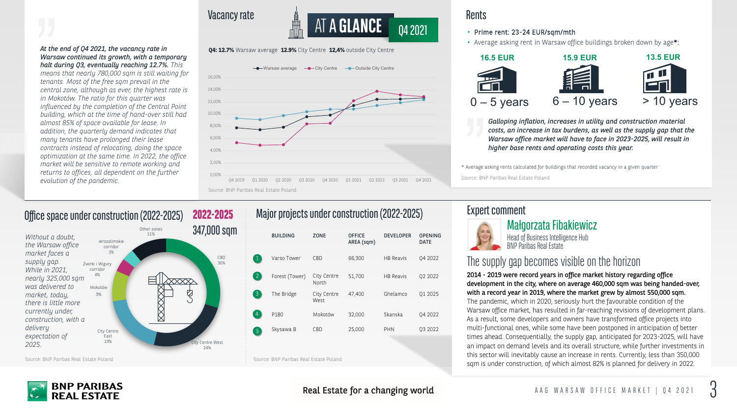# AT A GLANCE Q4 2021

*At the end of Q4 2021, the vacancy rate in Warsaw continued its growth, with a temporary halt during Q3, eventually reaching 12.7%.* This means that nearly 780,000 sqm is still waiting for tenants. Most of the free sqm prevail in the central zone, although as ever, the highest rate is in Mokotów. The ratio for this quarter was influenced by the completion of the Central Point building, which at the time of hand-over still had almost 85% of space available for lease. In addition, the quarterly demand indicates that many tenants have prolonged their lease contracts instead of relocating, doing the space optimization at the same time. In 2022, the office market will be sensitive to remote working and returns to offices, all dependent on the further evolution of the pandemic.

## Vacancy rate

**Q4: 12.7%** Warsaw average **12.9%** City Centre **12,4%** outside City Centre

Source: BNP Paribas Real Estate Poland

## Rents

- Prime rent: 23-24 EUR/sqm/mth
- Average asking rent in Warsaw office buildings broken down by age*:

| 16.5 EUR | 15.9 EUR | 13.5 EUR |
|---|---|---|
| 0 – 5 years | 6 – 10 years | > 10 years |

*Galloping inflation, increases in utility and construction material costs, an increase in tax burdens, as well as the supply gap that the Warsaw office market will have to face in 2023-2025, will result in higher base rents and operating costs this year.*

* Average asking rents calculated for buildings that recorded vacancy in a given quarter

Source: BNP Paribas Real Estate Poland

## Office space under construction (2022-2025)

**2022-2025**
**347,000 sqm**

*Without a doubt, the Warsaw office market faces a supply gap. While in 2021, nearly 325,000 sqm was delivered to market, today, there is little more currently under construction, with a delivery expectation of 2025.*

| Zone | Share |
|---|---|
| CBD | 30% |
| City Centre West | 24% |
| City Centre East | 19% |
| Mokotów | 9% |
| Żwirki i Wigury corridor | 4% |
| Jerozolimskie corridor | 3% |
| Other zones | 11% |

Source: BNP Paribas Real Estate Poland

## Major projects under construction (2022-2025)

| | BUILDING | ZONE | OFFICE AREA (sqm) | DEVELOPER | OPENING DATE |
|---|---|---|---|---|---|
| 1 | Varso Tower | CBD | 66,300 | HB Reavis | Q4 2022 |
| 2 | Forest (Tower) | City Centre North | 51,700 | HB Reavis | Q2 2022 |
| 3 | The Bridge | City Centre West | 47,400 | Ghelamco | Q1 2025 |
| 4 | P180 | Mokotów | 32,000 | Skanska | Q4 2022 |
| 5 | Skysawa B | CBD | 25,000 | PHN | Q3 2022 |

Source: BNP Paribas Real Estate Poland

## Expert comment

**Małgorzata Fibakiewicz**
Head of Business Intelligence Hub
BNP Paribas Real Estate

### The supply gap becomes visible on the horizon

**2014 - 2019 were record years in office market history regarding office development in the city, where on average 460,000 sqm was being handed-over, with a record year in 2019, where the market grew by almost 550,000 sqm.** The pandemic, which in 2020, seriously hurt the favourable condition of the Warsaw office market, has resulted in far-reaching revisions of development plans. As a result, some developers and owners have transformed office projects into multi-functional ones, while some have been postponed in anticipation of better times ahead. Consequentially, the supply gap, anticipated for 2023-2025, will have an impact on demand levels and its overall structure, while further investments in this sector will inevitably cause an increase in rents. Currently, less than 350,000 sqm is under construction, of which almost 82% is planned for delivery in 2022.

Real Estate for a changing world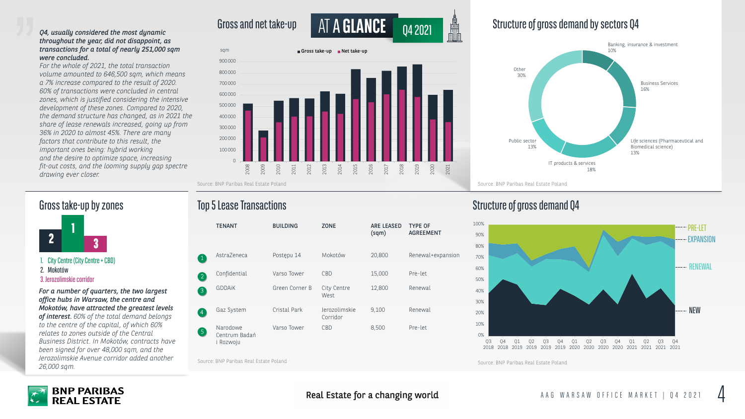*Q4, usually considered the most dynamic throughout the year, did not disappoint, as transactions for a total of nearly 251,000 sqm were concluded.*

*For the whole of 2021, the total transaction volume amounted to 646,500 sqm, which means a 7% increase compared to the result of 2020. 60% of transactions were concluded in central zones, which is justified considering the intensive development of these zones. Compared to 2020, the demand structure has changed, as in 2021 the share of lease renewals increased, going up from 36% in 2020 to almost 45%. There are many factors that contribute to this result, the important ones being: hybrid working and the desire to optimize space, increasing fit-out costs, and the looming supply gap spectre drawing ever closer.*

## AT A GLANCE Q4 2021

### Gross and net take-up

sqm — Gross take-up / Net take-up (2008–2021)

Source: BNP Paribas Real Estate Poland

### Structure of gross demand by sectors Q4

- Banking, insurance & investment 10%
- Business Services 16%
- Life sciences (Pharmaceutical and Biomedical science) 13%
- IT products & services 18%
- Public sector 13%
- Other 30%

Source: BNP Paribas Real Estate Poland

### Gross take-up by zones

1. City Centre (City Centre + CBD)
2. Mokotów
3. Jerozolimskie corridor

***For a number of quarters, the two largest office hubs in Warsaw, the centre and Mokotów, have attracted the greatest levels of interest.*** *60% of the total demand belongs to the centre of the capital, of which 60% relates to zones outside of the Central Business District. In Mokotów, contracts have been signed for over 48,000 sqm, and the Jerozolimskie Avenue corridor added another 26,000 sqm.*

### Top 5 Lease Transactions

| | TENANT | BUILDING | ZONE | ARE LEASED (sqm) | TYPE OF AGREEMENT |
|---|---|---|---|---|---|
| 1 | AstraZeneca | Postępu 14 | Mokotów | 20,800 | Renewal+expansion |
| 2 | Confidential | Varso Tower | CBD | 15,000 | Pre-let |
| 3 | GDDAiK | Green Corner B | City Centre West | 12,800 | Renewal |
| 4 | Gaz System | Cristal Park | Jerozolimskie Corridor | 9,100 | Renewal |
| 5 | Narodowe Centrum Badań i Rozwoju | Varso Tower | CBD | 8,500 | Pre-let |

Source: BNP Paribas Real Estate Poland

### Structure of gross demand Q4

PRE-LET, EXPANSION, RENEWAL, NEW (Q3 2018 – Q4 2021)

Source: BNP Paribas Real Estate Poland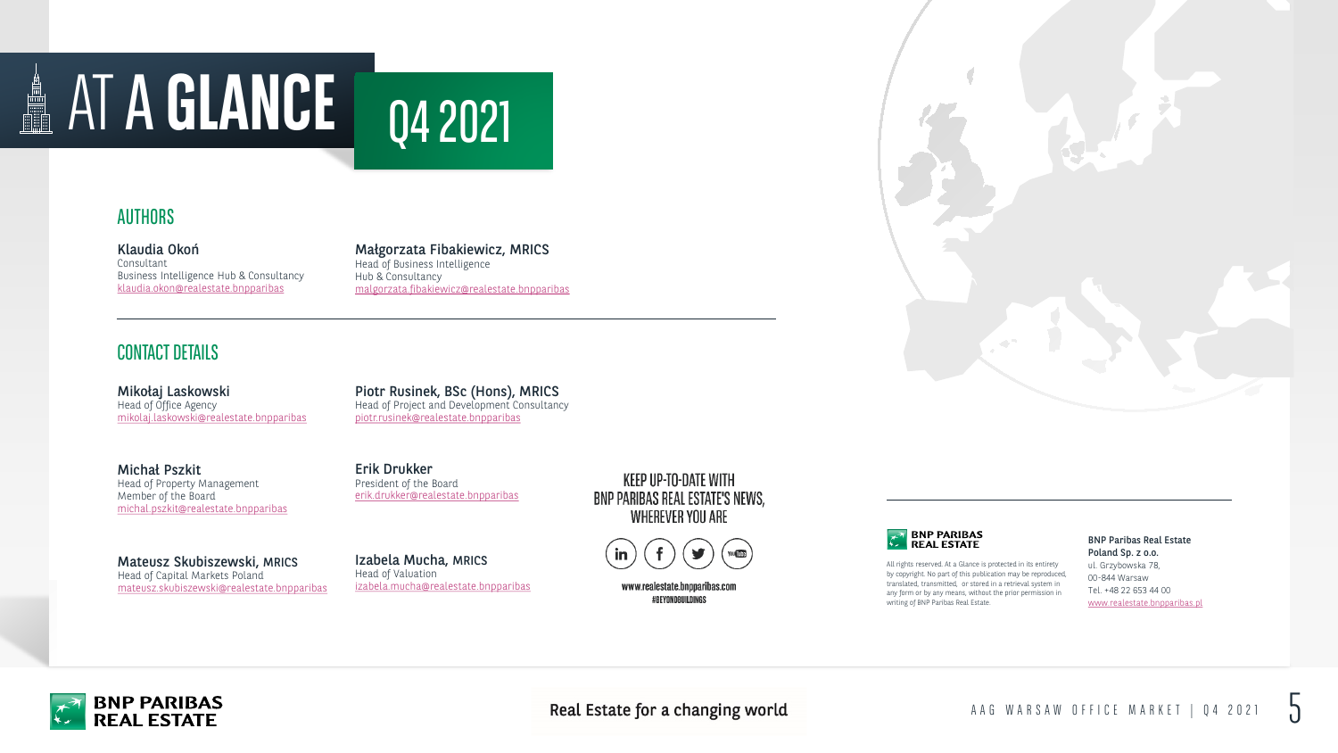# AT A GLANCE Q4 2021

## AUTHORS

**Klaudia Okoń**
Consultant
Business Intelligence Hub & Consultancy
klaudia.okon@realestate.bnpparibas

**Małgorzata Fibakiewicz, MRICS**
Head of Business Intelligence
Hub & Consultancy
malgorzata.fibakiewicz@realestate.bnpparibas

## CONTACT DETAILS

**Mikołaj Laskowski**
Head of Office Agency
mikolaj.laskowski@realestate.bnpparibas

**Piotr Rusinek, BSc (Hons), MRICS**
Head of Project and Development Consultancy
piotr.rusinek@realestate.bnpparibas

**Michał Pszkit**
Head of Property Management
Member of the Board
michal.pszkit@realestate.bnpparibas

**Erik Drukker**
President of the Board
erik.drukker@realestate.bnpparibas

**Mateusz Skubiszewski, MRICS**
Head of Capital Markets Poland
mateusz.skubiszewski@realestate.bnpparibas

**Izabela Mucha, MRICS**
Head of Valuation
izabela.mucha@realestate.bnpparibas

KEEP UP-TO-DATE WITH BNP PARIBAS REAL ESTATE'S NEWS, WHEREVER YOU ARE

www.realestate.bnpparibas.com
#BEYONDBUILDINGS

BNP PARIBAS REAL ESTATE

All rights reserved. At a Glance is protected in its entirety by copyright. No part of this publication may be reproduced, translated, transmitted, or stored in a retrieval system in any form or by any means, without the prior permission in writing of BNP Paribas Real Estate.

**BNP Paribas Real Estate Poland Sp. z o.o.**
ul. Grzybowska 78,
00-844 Warsaw
Tel. +48 22 653 44 00
www.realestate.bnpparibas.pl

Real Estate for a changing world